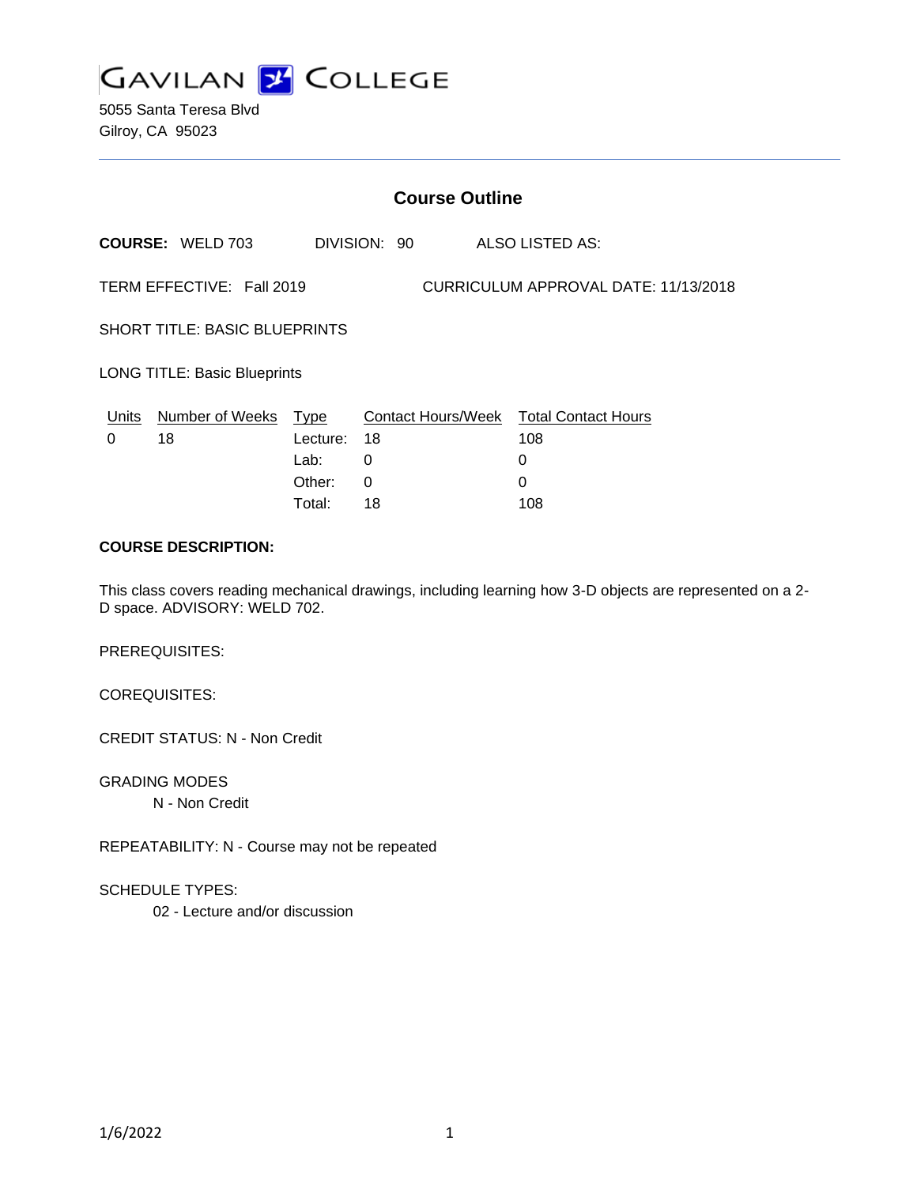GAVILAN COLLEGE

5055 Santa Teresa Blvd
Gilroy, CA 95023

## Course Outline

**COURSE:** WELD 703 DIVISION: 90 ALSO LISTED AS:

TERM EFFECTIVE: Fall 2019 CURRICULUM APPROVAL DATE: 11/13/2018

SHORT TITLE: BASIC BLUEPRINTS

LONG TITLE: Basic Blueprints

| Units | Number of Weeks | Type | Contact Hours/Week | Total Contact Hours |
| --- | --- | --- | --- | --- |
| 0 | 18 | Lecture: | 18 | 108 |
| | | Lab: | 0 | 0 |
| | | Other: | 0 | 0 |
| | | Total: | 18 | 108 |

**COURSE DESCRIPTION:**

This class covers reading mechanical drawings, including learning how 3-D objects are represented on a 2-D space. ADVISORY: WELD 702.

PREREQUISITES:

COREQUISITES:

CREDIT STATUS: N - Non Credit

GRADING MODES

N - Non Credit

REPEATABILITY: N - Course may not be repeated

SCHEDULE TYPES:

02 - Lecture and/or discussion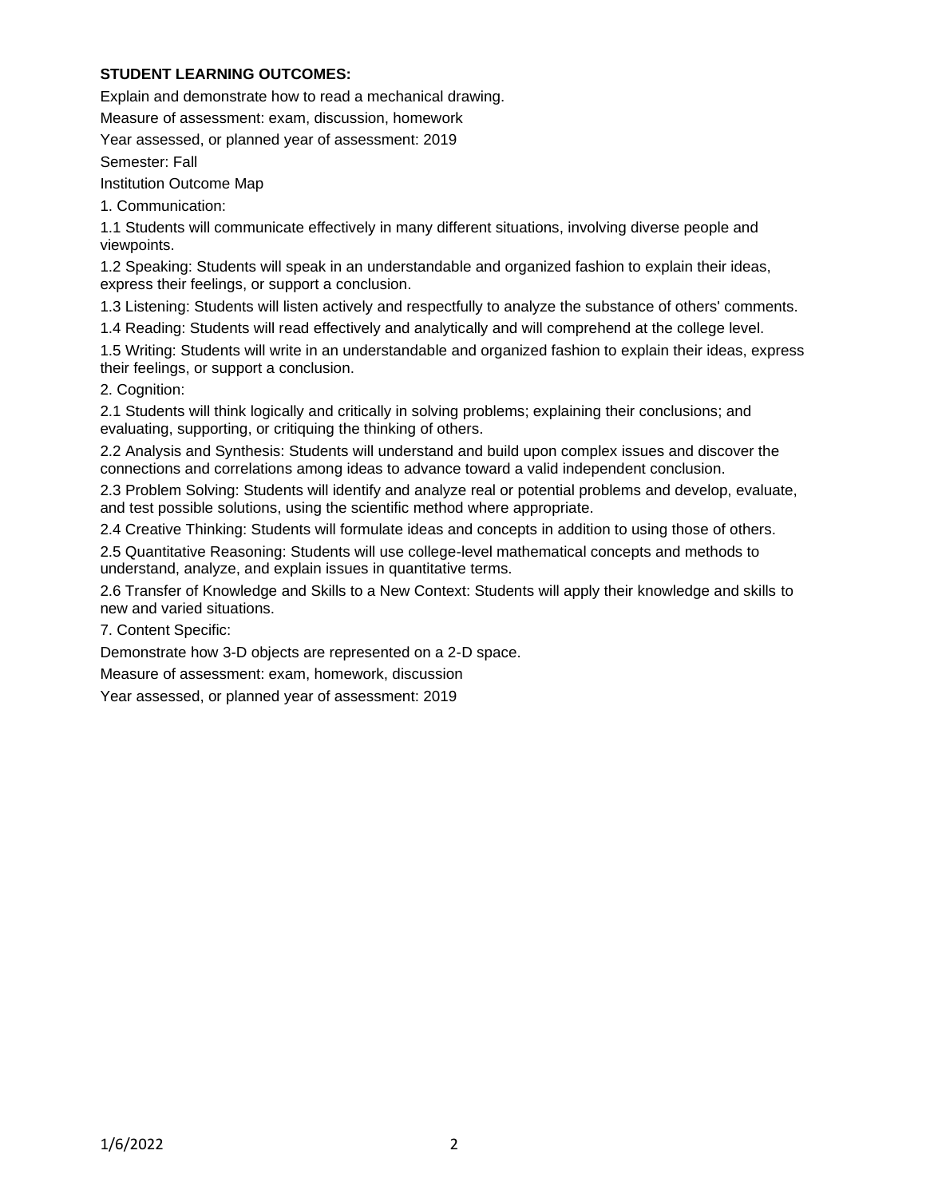**STUDENT LEARNING OUTCOMES:**

Explain and demonstrate how to read a mechanical drawing.

Measure of assessment: exam, discussion, homework

Year assessed, or planned year of assessment: 2019

Semester: Fall

Institution Outcome Map

1. Communication:

1.1 Students will communicate effectively in many different situations, involving diverse people and viewpoints.

1.2 Speaking: Students will speak in an understandable and organized fashion to explain their ideas, express their feelings, or support a conclusion.

1.3 Listening: Students will listen actively and respectfully to analyze the substance of others' comments.

1.4 Reading: Students will read effectively and analytically and will comprehend at the college level.

1.5 Writing: Students will write in an understandable and organized fashion to explain their ideas, express their feelings, or support a conclusion.

2. Cognition:

2.1 Students will think logically and critically in solving problems; explaining their conclusions; and evaluating, supporting, or critiquing the thinking of others.

2.2 Analysis and Synthesis: Students will understand and build upon complex issues and discover the connections and correlations among ideas to advance toward a valid independent conclusion.

2.3 Problem Solving: Students will identify and analyze real or potential problems and develop, evaluate, and test possible solutions, using the scientific method where appropriate.

2.4 Creative Thinking: Students will formulate ideas and concepts in addition to using those of others.

2.5 Quantitative Reasoning: Students will use college-level mathematical concepts and methods to understand, analyze, and explain issues in quantitative terms.

2.6 Transfer of Knowledge and Skills to a New Context: Students will apply their knowledge and skills to new and varied situations.

7. Content Specific:

Demonstrate how 3-D objects are represented on a 2-D space.

Measure of assessment: exam, homework, discussion

Year assessed, or planned year of assessment: 2019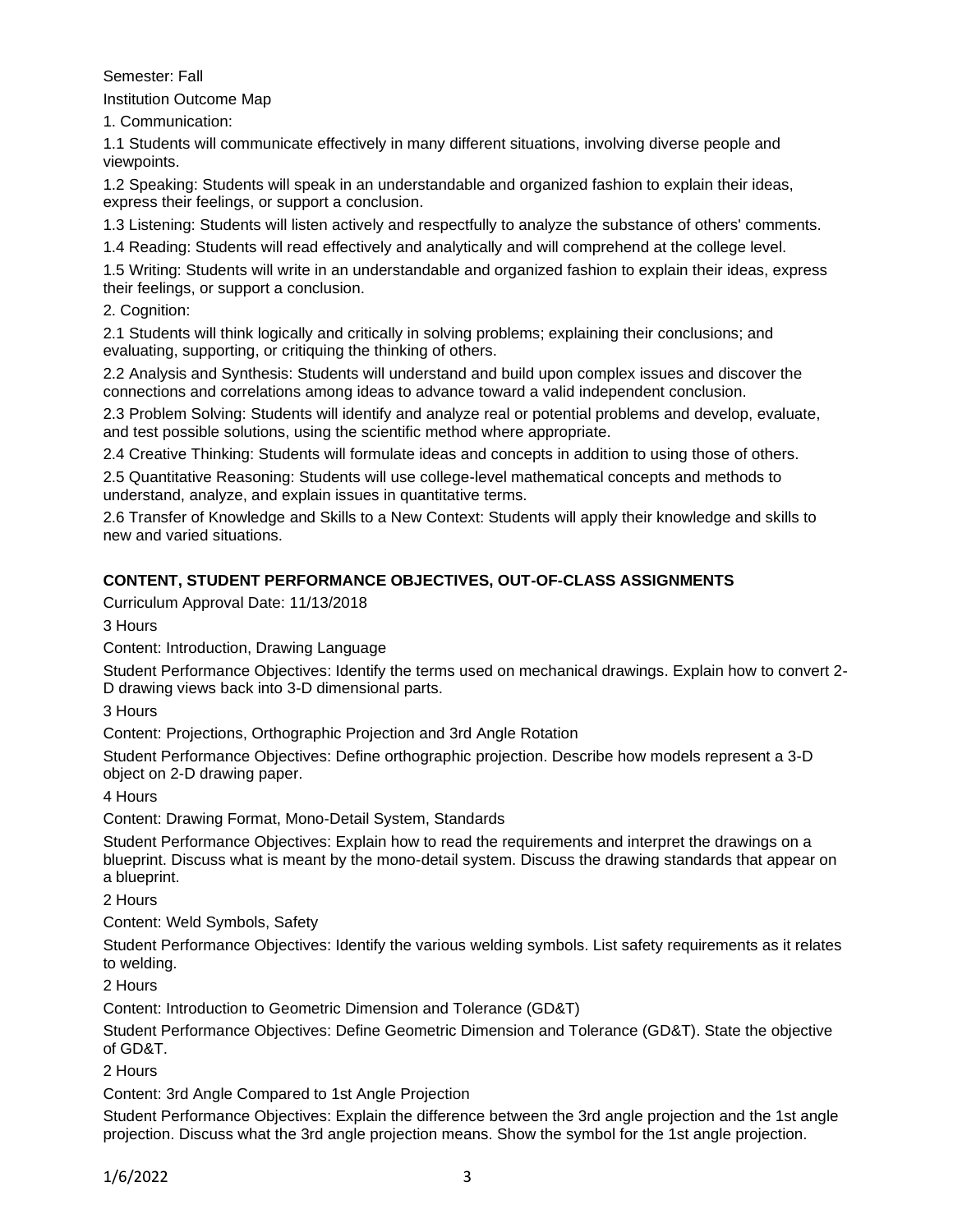Semester: Fall

Institution Outcome Map

1. Communication:

1.1 Students will communicate effectively in many different situations, involving diverse people and viewpoints.

1.2 Speaking: Students will speak in an understandable and organized fashion to explain their ideas, express their feelings, or support a conclusion.

1.3 Listening: Students will listen actively and respectfully to analyze the substance of others' comments.

1.4 Reading: Students will read effectively and analytically and will comprehend at the college level.

1.5 Writing: Students will write in an understandable and organized fashion to explain their ideas, express their feelings, or support a conclusion.

2. Cognition:

2.1 Students will think logically and critically in solving problems; explaining their conclusions; and evaluating, supporting, or critiquing the thinking of others.

2.2 Analysis and Synthesis: Students will understand and build upon complex issues and discover the connections and correlations among ideas to advance toward a valid independent conclusion.

2.3 Problem Solving: Students will identify and analyze real or potential problems and develop, evaluate, and test possible solutions, using the scientific method where appropriate.

2.4 Creative Thinking: Students will formulate ideas and concepts in addition to using those of others.

2.5 Quantitative Reasoning: Students will use college-level mathematical concepts and methods to understand, analyze, and explain issues in quantitative terms.

2.6 Transfer of Knowledge and Skills to a New Context: Students will apply their knowledge and skills to new and varied situations.

**CONTENT, STUDENT PERFORMANCE OBJECTIVES, OUT-OF-CLASS ASSIGNMENTS**

Curriculum Approval Date: 11/13/2018

3 Hours

Content: Introduction, Drawing Language

Student Performance Objectives: Identify the terms used on mechanical drawings. Explain how to convert 2-D drawing views back into 3-D dimensional parts.

3 Hours

Content: Projections, Orthographic Projection and 3rd Angle Rotation

Student Performance Objectives: Define orthographic projection. Describe how models represent a 3-D object on 2-D drawing paper.

4 Hours

Content: Drawing Format, Mono-Detail System, Standards

Student Performance Objectives: Explain how to read the requirements and interpret the drawings on a blueprint. Discuss what is meant by the mono-detail system. Discuss the drawing standards that appear on a blueprint.

2 Hours

Content: Weld Symbols, Safety

Student Performance Objectives: Identify the various welding symbols. List safety requirements as it relates to welding.

2 Hours

Content: Introduction to Geometric Dimension and Tolerance (GD&T)

Student Performance Objectives: Define Geometric Dimension and Tolerance (GD&T). State the objective of GD&T.

2 Hours

Content: 3rd Angle Compared to 1st Angle Projection

Student Performance Objectives: Explain the difference between the 3rd angle projection and the 1st angle projection. Discuss what the 3rd angle projection means. Show the symbol for the 1st angle projection.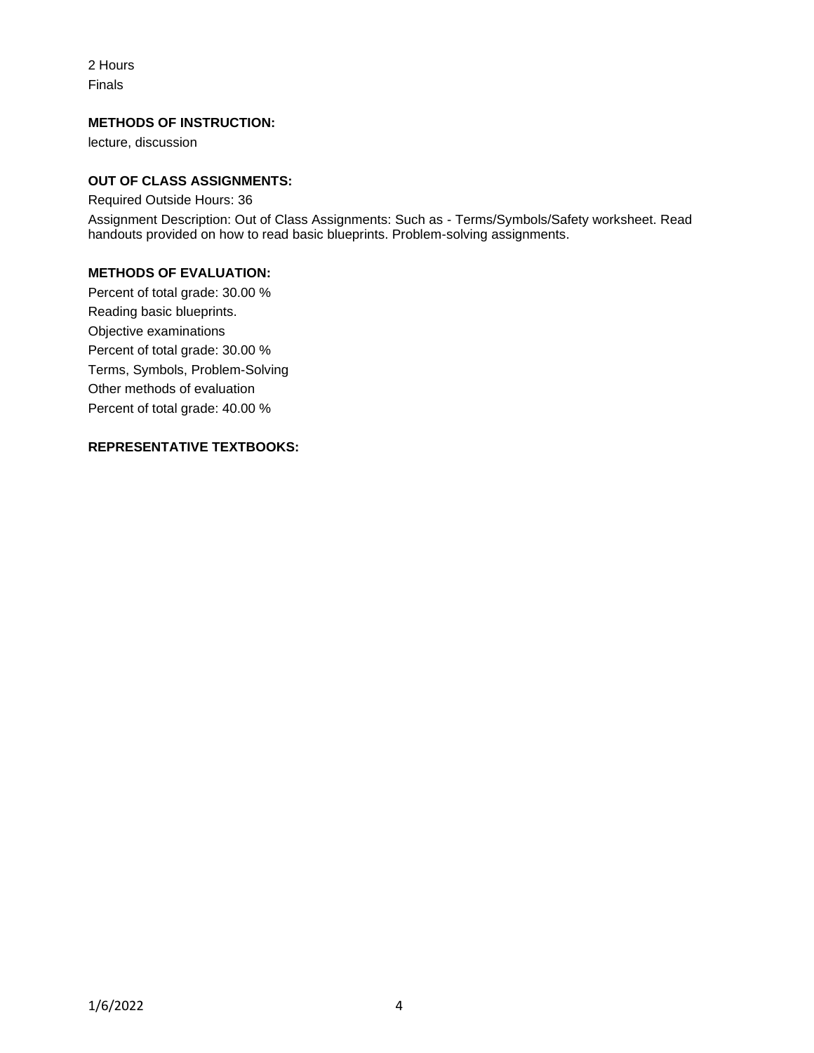2 Hours
Finals

**METHODS OF INSTRUCTION:**

lecture, discussion

**OUT OF CLASS ASSIGNMENTS:**

Required Outside Hours: 36

Assignment Description: Out of Class Assignments: Such as - Terms/Symbols/Safety worksheet. Read handouts provided on how to read basic blueprints. Problem-solving assignments.

**METHODS OF EVALUATION:**

Percent of total grade: 30.00 %
Reading basic blueprints.
Objective examinations
Percent of total grade: 30.00 %
Terms, Symbols, Problem-Solving
Other methods of evaluation
Percent of total grade: 40.00 %

**REPRESENTATIVE TEXTBOOKS:**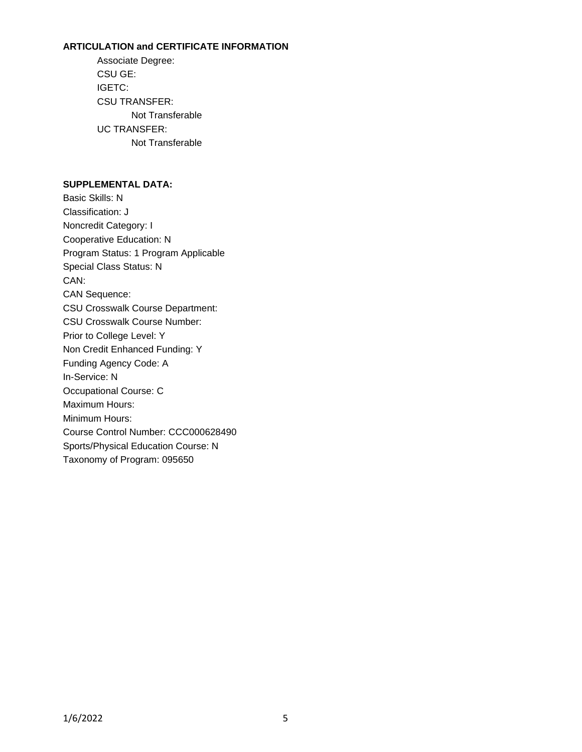**ARTICULATION and CERTIFICATE INFORMATION**

Associate Degree:
CSU GE:
IGETC:
CSU TRANSFER:
Not Transferable
UC TRANSFER:
Not Transferable

**SUPPLEMENTAL DATA:**

Basic Skills: N
Classification: J
Noncredit Category: I
Cooperative Education: N
Program Status: 1 Program Applicable
Special Class Status: N
CAN:
CAN Sequence:
CSU Crosswalk Course Department:
CSU Crosswalk Course Number:
Prior to College Level: Y
Non Credit Enhanced Funding: Y
Funding Agency Code: A
In-Service: N
Occupational Course: C
Maximum Hours:
Minimum Hours:
Course Control Number: CCC000628490
Sports/Physical Education Course: N
Taxonomy of Program: 095650